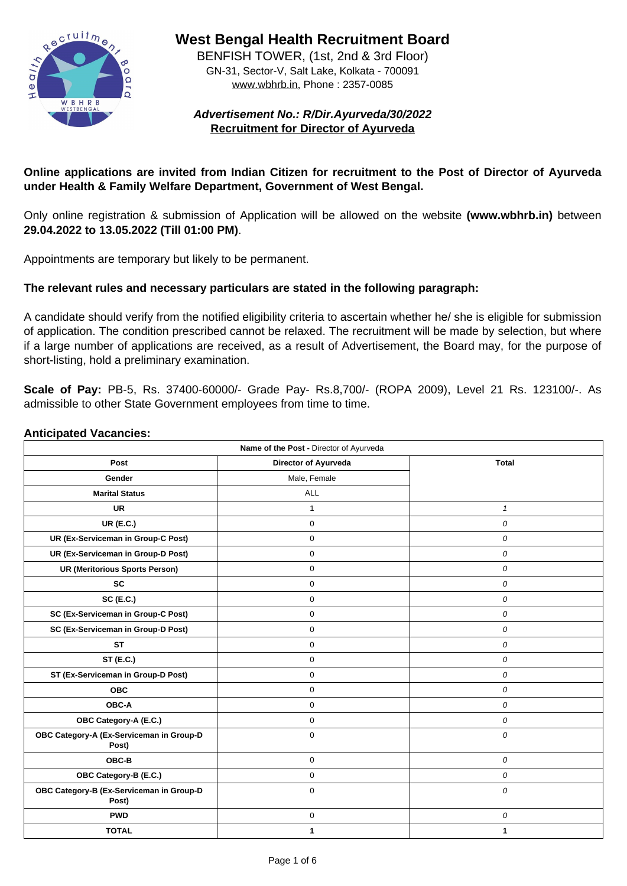# West Bengal Health Recruitment Board

BENFISH TOWER, (1st, 2nd & 3rd Floor)
GN-31, Sector-V, Salt Lake, Kolkata - 700091
www.wbhrb.in, Phone : 2357-0085

***Advertisement No.: R/Dir.Ayurveda/30/2022***
**Recruitment for Director of Ayurveda**

**Online applications are invited from Indian Citizen for recruitment to the Post of Director of Ayurveda under Health & Family Welfare Department, Government of West Bengal.**

Only online registration & submission of Application will be allowed on the website **(www.wbhrb.in)** between **29.04.2022 to 13.05.2022 (Till 01:00 PM)**.

Appointments are temporary but likely to be permanent.

**The relevant rules and necessary particulars are stated in the following paragraph:**

A candidate should verify from the notified eligibility criteria to ascertain whether he/ she is eligible for submission of application. The condition prescribed cannot be relaxed. The recruitment will be made by selection, but where if a large number of applications are received, as a result of Advertisement, the Board may, for the purpose of short-listing, hold a preliminary examination.

**Scale of Pay:** PB-5, Rs. 37400-60000/- Grade Pay- Rs.8,700/- (ROPA 2009), Level 21 Rs. 123100/-. As admissible to other State Government employees from time to time.

**Anticipated Vacancies:**

| **Name of the Post -** Director of Ayurveda | | |
|---|---|---|
| **Post** | **Director of Ayurveda** | **Total** |
| **Gender** | Male, Female | |
| **Marital Status** | ALL | |
| **UR** | 1 | *1* |
| **UR (E.C.)** | 0 | *0* |
| **UR (Ex-Serviceman in Group-C Post)** | 0 | *0* |
| **UR (Ex-Serviceman in Group-D Post)** | 0 | *0* |
| **UR (Meritorious Sports Person)** | 0 | *0* |
| **SC** | 0 | *0* |
| **SC (E.C.)** | 0 | *0* |
| **SC (Ex-Serviceman in Group-C Post)** | 0 | *0* |
| **SC (Ex-Serviceman in Group-D Post)** | 0 | *0* |
| **ST** | 0 | *0* |
| **ST (E.C.)** | 0 | *0* |
| **ST (Ex-Serviceman in Group-D Post)** | 0 | *0* |
| **OBC** | 0 | *0* |
| **OBC-A** | 0 | *0* |
| **OBC Category-A (E.C.)** | 0 | *0* |
| **OBC Category-A (Ex-Serviceman in Group-D Post)** | 0 | *0* |
| **OBC-B** | 0 | *0* |
| **OBC Category-B (E.C.)** | 0 | *0* |
| **OBC Category-B (Ex-Serviceman in Group-D Post)** | 0 | *0* |
| **PWD** | 0 | *0* |
| **TOTAL** | **1** | **1** |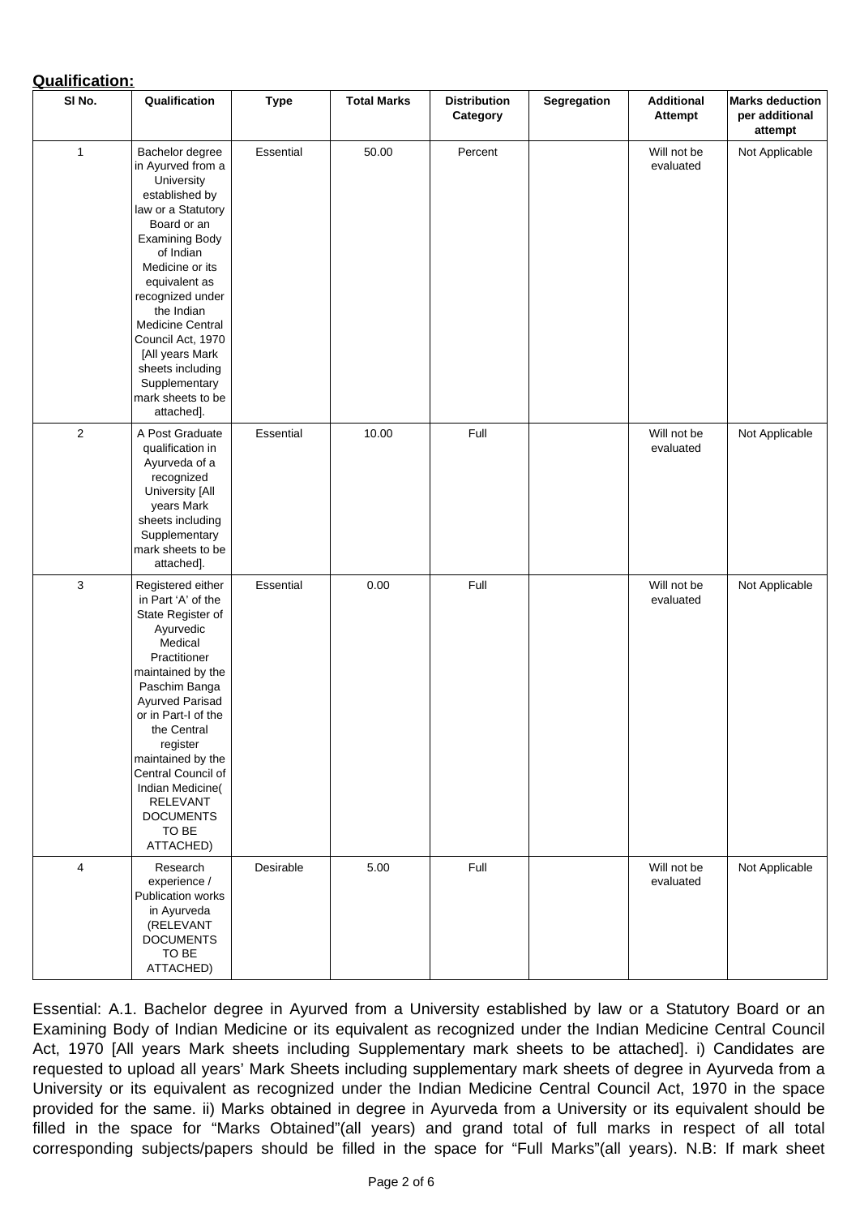**Qualification:**

| Sl No. | Qualification | Type | Total Marks | Distribution Category | Segregation | Additional Attempt | Marks deduction per additional attempt |
|---|---|---|---|---|---|---|---|
| 1 | Bachelor degree in Ayurved from a University established by law or a Statutory Board or an Examining Body of Indian Medicine or its equivalent as recognized under the Indian Medicine Central Council Act, 1970 [All years Mark sheets including Supplementary mark sheets to be attached]. | Essential | 50.00 | Percent | | Will not be evaluated | Not Applicable |
| 2 | A Post Graduate qualification in Ayurveda of a recognized University [All years Mark sheets including Supplementary mark sheets to be attached]. | Essential | 10.00 | Full | | Will not be evaluated | Not Applicable |
| 3 | Registered either in Part 'A' of the State Register of Ayurvedic Medical Practitioner maintained by the Paschim Banga Ayurved Parisad or in Part-I of the the Central register maintained by the Central Council of Indian Medicine( RELEVANT DOCUMENTS TO BE ATTACHED) | Essential | 0.00 | Full | | Will not be evaluated | Not Applicable |
| 4 | Research experience / Publication works in Ayurveda (RELEVANT DOCUMENTS TO BE ATTACHED) | Desirable | 5.00 | Full | | Will not be evaluated | Not Applicable |

Essential: A.1. Bachelor degree in Ayurved from a University established by law or a Statutory Board or an Examining Body of Indian Medicine or its equivalent as recognized under the Indian Medicine Central Council Act, 1970 [All years Mark sheets including Supplementary mark sheets to be attached]. i) Candidates are requested to upload all years' Mark Sheets including supplementary mark sheets of degree in Ayurveda from a University or its equivalent as recognized under the Indian Medicine Central Council Act, 1970 in the space provided for the same. ii) Marks obtained in degree in Ayurveda from a University or its equivalent should be filled in the space for "Marks Obtained"(all years) and grand total of full marks in respect of all total corresponding subjects/papers should be filled in the space for "Full Marks"(all years). N.B: If mark sheet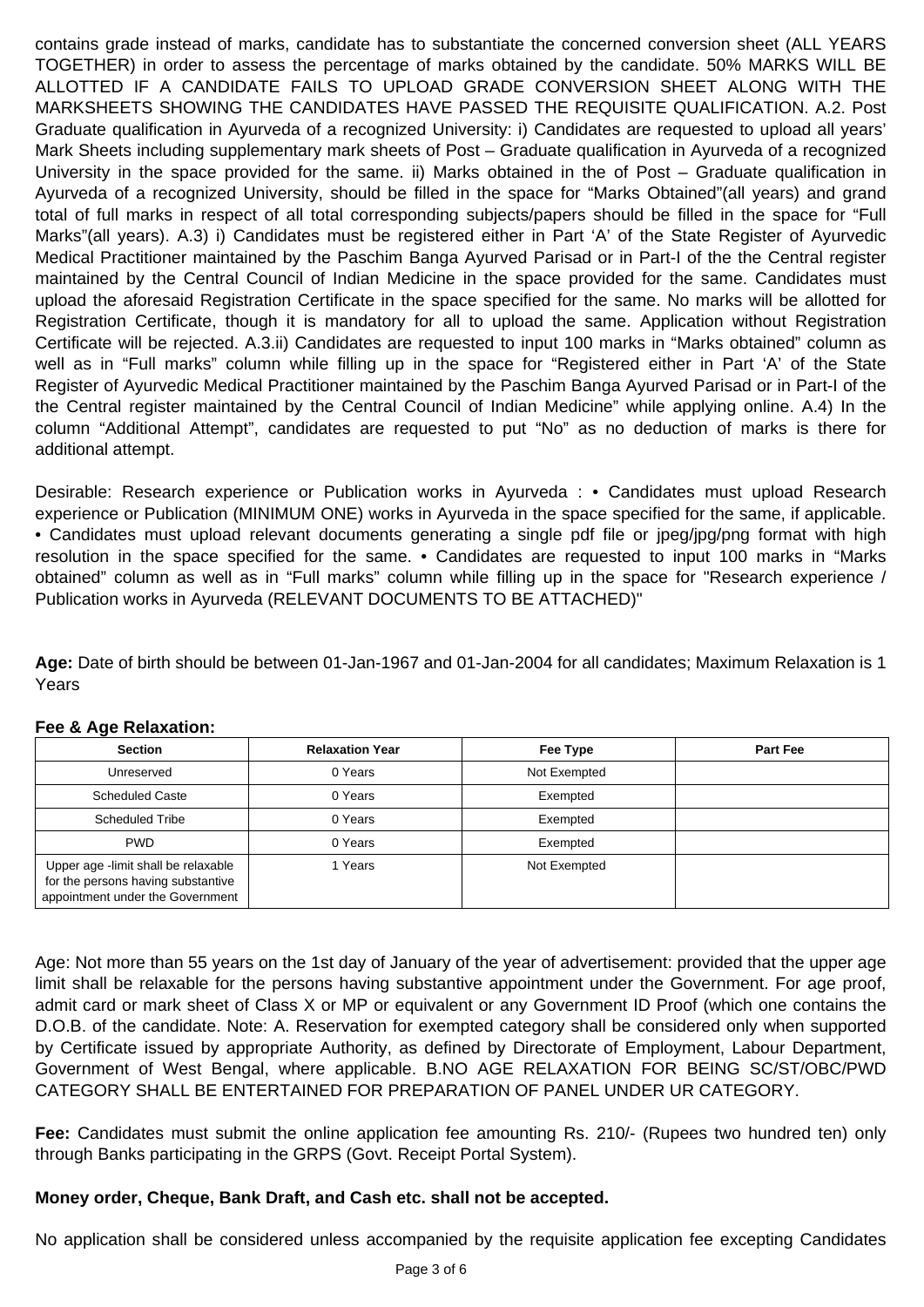contains grade instead of marks, candidate has to substantiate the concerned conversion sheet (ALL YEARS TOGETHER) in order to assess the percentage of marks obtained by the candidate. 50% MARKS WILL BE ALLOTTED IF A CANDIDATE FAILS TO UPLOAD GRADE CONVERSION SHEET ALONG WITH THE MARKSHEETS SHOWING THE CANDIDATES HAVE PASSED THE REQUISITE QUALIFICATION. A.2. Post Graduate qualification in Ayurveda of a recognized University: i) Candidates are requested to upload all years' Mark Sheets including supplementary mark sheets of Post – Graduate qualification in Ayurveda of a recognized University in the space provided for the same. ii) Marks obtained in the of Post – Graduate qualification in Ayurveda of a recognized University, should be filled in the space for "Marks Obtained"(all years) and grand total of full marks in respect of all total corresponding subjects/papers should be filled in the space for "Full Marks"(all years). A.3) i) Candidates must be registered either in Part 'A' of the State Register of Ayurvedic Medical Practitioner maintained by the Paschim Banga Ayurved Parisad or in Part-I of the the Central register maintained by the Central Council of Indian Medicine in the space provided for the same. Candidates must upload the aforesaid Registration Certificate in the space specified for the same. No marks will be allotted for Registration Certificate, though it is mandatory for all to upload the same. Application without Registration Certificate will be rejected. A.3.ii) Candidates are requested to input 100 marks in "Marks obtained" column as well as in "Full marks" column while filling up in the space for "Registered either in Part 'A' of the State Register of Ayurvedic Medical Practitioner maintained by the Paschim Banga Ayurved Parisad or in Part-I of the the Central register maintained by the Central Council of Indian Medicine" while applying online. A.4) In the column "Additional Attempt", candidates are requested to put "No" as no deduction of marks is there for additional attempt.

Desirable: Research experience or Publication works in Ayurveda : • Candidates must upload Research experience or Publication (MINIMUM ONE) works in Ayurveda in the space specified for the same, if applicable. • Candidates must upload relevant documents generating a single pdf file or jpeg/jpg/png format with high resolution in the space specified for the same. • Candidates are requested to input 100 marks in "Marks obtained" column as well as in "Full marks" column while filling up in the space for "Research experience / Publication works in Ayurveda (RELEVANT DOCUMENTS TO BE ATTACHED)"

**Age:** Date of birth should be between 01-Jan-1967 and 01-Jan-2004 for all candidates; Maximum Relaxation is 1 Years

**Fee & Age Relaxation:**

| Section | Relaxation Year | Fee Type | Part Fee |
|---|---|---|---|
| Unreserved | 0 Years | Not Exempted | |
| Scheduled Caste | 0 Years | Exempted | |
| Scheduled Tribe | 0 Years | Exempted | |
| PWD | 0 Years | Exempted | |
| Upper age -limit shall be relaxable for the persons having substantive appointment under the Government | 1 Years | Not Exempted | |

Age: Not more than 55 years on the 1st day of January of the year of advertisement: provided that the upper age limit shall be relaxable for the persons having substantive appointment under the Government. For age proof, admit card or mark sheet of Class X or MP or equivalent or any Government ID Proof (which one contains the D.O.B. of the candidate. Note: A. Reservation for exempted category shall be considered only when supported by Certificate issued by appropriate Authority, as defined by Directorate of Employment, Labour Department, Government of West Bengal, where applicable. B.NO AGE RELAXATION FOR BEING SC/ST/OBC/PWD CATEGORY SHALL BE ENTERTAINED FOR PREPARATION OF PANEL UNDER UR CATEGORY.

**Fee:** Candidates must submit the online application fee amounting Rs. 210/- (Rupees two hundred ten) only through Banks participating in the GRPS (Govt. Receipt Portal System).

**Money order, Cheque, Bank Draft, and Cash etc. shall not be accepted.**

No application shall be considered unless accompanied by the requisite application fee excepting Candidates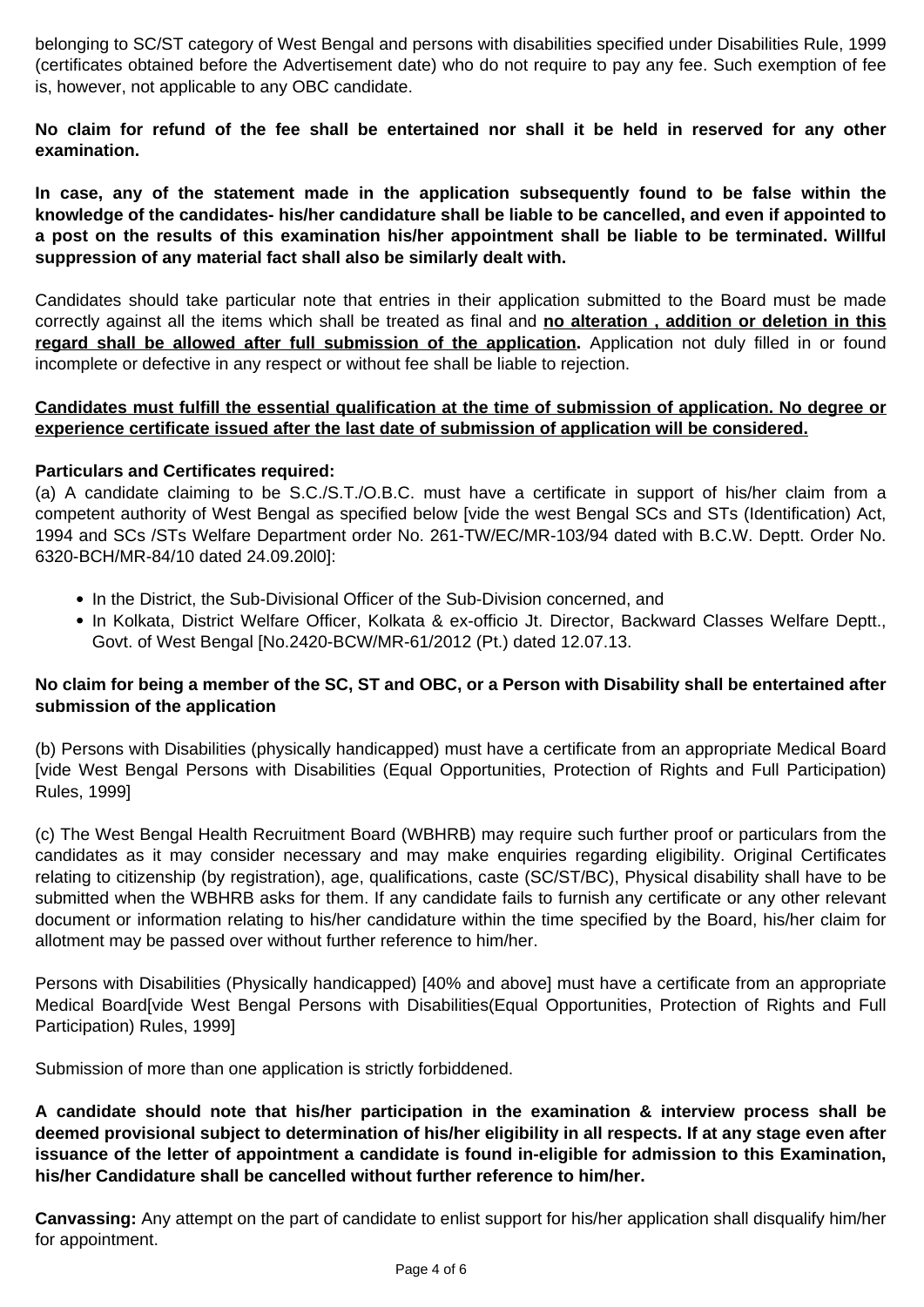belonging to SC/ST category of West Bengal and persons with disabilities specified under Disabilities Rule, 1999 (certificates obtained before the Advertisement date) who do not require to pay any fee. Such exemption of fee is, however, not applicable to any OBC candidate.

**No claim for refund of the fee shall be entertained nor shall it be held in reserved for any other examination.**

**In case, any of the statement made in the application subsequently found to be false within the knowledge of the candidates- his/her candidature shall be liable to be cancelled, and even if appointed to a post on the results of this examination his/her appointment shall be liable to be terminated. Willful suppression of any material fact shall also be similarly dealt with.**

Candidates should take particular note that entries in their application submitted to the Board must be made correctly against all the items which shall be treated as final and **<u>no alteration , addition or deletion in this regard shall be allowed after full submission of the application</u>.** Application not duly filled in or found incomplete or defective in any respect or without fee shall be liable to rejection.

**<u>Candidates must fulfill the essential qualification at the time of submission of application. No degree or experience certificate issued after the last date of submission of application will be considered.</u>**

**Particulars and Certificates required:**

(a) A candidate claiming to be S.C./S.T./O.B.C. must have a certificate in support of his/her claim from a competent authority of West Bengal as specified below [vide the west Bengal SCs and STs (Identification) Act, 1994 and SCs /STs Welfare Department order No. 261-TW/EC/MR-103/94 dated with B.C.W. Deptt. Order No. 6320-BCH/MR-84/10 dated 24.09.20l0]:

- In the District, the Sub-Divisional Officer of the Sub-Division concerned, and
- In Kolkata, District Welfare Officer, Kolkata & ex-officio Jt. Director, Backward Classes Welfare Deptt., Govt. of West Bengal [No.2420-BCW/MR-61/2012 (Pt.) dated 12.07.13.

**No claim for being a member of the SC, ST and OBC, or a Person with Disability shall be entertained after submission of the application**

(b) Persons with Disabilities (physically handicapped) must have a certificate from an appropriate Medical Board [vide West Bengal Persons with Disabilities (Equal Opportunities, Protection of Rights and Full Participation) Rules, 1999]

(c) The West Bengal Health Recruitment Board (WBHRB) may require such further proof or particulars from the candidates as it may consider necessary and may make enquiries regarding eligibility. Original Certificates relating to citizenship (by registration), age, qualifications, caste (SC/ST/BC), Physical disability shall have to be submitted when the WBHRB asks for them. If any candidate fails to furnish any certificate or any other relevant document or information relating to his/her candidature within the time specified by the Board, his/her claim for allotment may be passed over without further reference to him/her.

Persons with Disabilities (Physically handicapped) [40% and above] must have a certificate from an appropriate Medical Board[vide West Bengal Persons with Disabilities(Equal Opportunities, Protection of Rights and Full Participation) Rules, 1999]

Submission of more than one application is strictly forbiddened.

**A candidate should note that his/her participation in the examination & interview process shall be deemed provisional subject to determination of his/her eligibility in all respects. If at any stage even after issuance of the letter of appointment a candidate is found in-eligible for admission to this Examination, his/her Candidature shall be cancelled without further reference to him/her.**

**Canvassing:** Any attempt on the part of candidate to enlist support for his/her application shall disqualify him/her for appointment.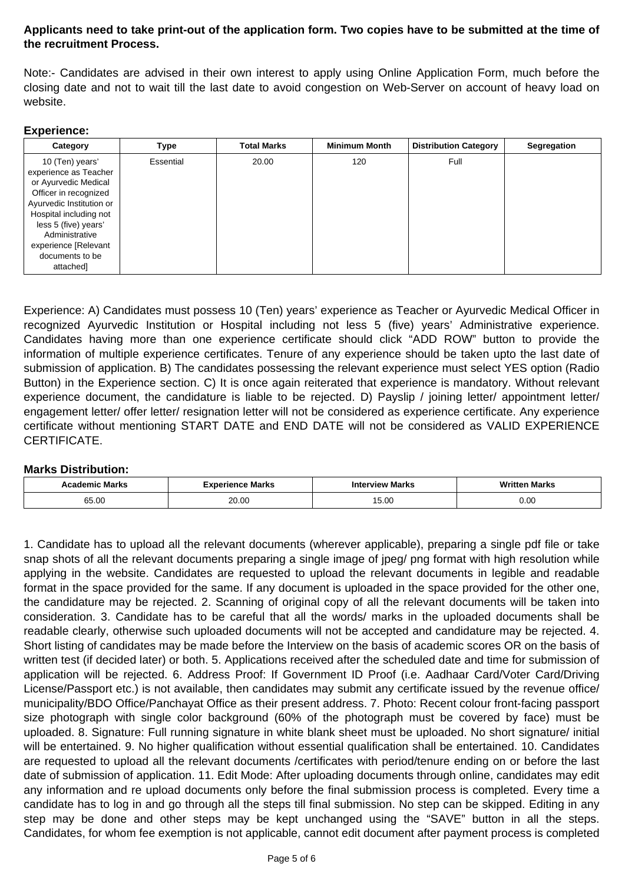**Applicants need to take print-out of the application form. Two copies have to be submitted at the time of the recruitment Process.**

Note:- Candidates are advised in their own interest to apply using Online Application Form, much before the closing date and not to wait till the last date to avoid congestion on Web-Server on account of heavy load on website.

**Experience:**

| Category | Type | Total Marks | Minimum Month | Distribution Category | Segregation |
|---|---|---|---|---|---|
| 10 (Ten) years' experience as Teacher or Ayurvedic Medical Officer in recognized Ayurvedic Institution or Hospital including not less 5 (five) years' Administrative experience [Relevant documents to be attached] | Essential | 20.00 | 120 | Full | |

Experience: A) Candidates must possess 10 (Ten) years' experience as Teacher or Ayurvedic Medical Officer in recognized Ayurvedic Institution or Hospital including not less 5 (five) years' Administrative experience. Candidates having more than one experience certificate should click "ADD ROW" button to provide the information of multiple experience certificates. Tenure of any experience should be taken upto the last date of submission of application. B) The candidates possessing the relevant experience must select YES option (Radio Button) in the Experience section. C) It is once again reiterated that experience is mandatory. Without relevant experience document, the candidature is liable to be rejected. D) Payslip / joining letter/ appointment letter/ engagement letter/ offer letter/ resignation letter will not be considered as experience certificate. Any experience certificate without mentioning START DATE and END DATE will not be considered as VALID EXPERIENCE CERTIFICATE.

**Marks Distribution:**

| Academic Marks | Experience Marks | Interview Marks | Written Marks |
|---|---|---|---|
| 65.00 | 20.00 | 15.00 | 0.00 |

1. Candidate has to upload all the relevant documents (wherever applicable), preparing a single pdf file or take snap shots of all the relevant documents preparing a single image of jpeg/ png format with high resolution while applying in the website. Candidates are requested to upload the relevant documents in legible and readable format in the space provided for the same. If any document is uploaded in the space provided for the other one, the candidature may be rejected. 2. Scanning of original copy of all the relevant documents will be taken into consideration. 3. Candidate has to be careful that all the words/ marks in the uploaded documents shall be readable clearly, otherwise such uploaded documents will not be accepted and candidature may be rejected. 4. Short listing of candidates may be made before the Interview on the basis of academic scores OR on the basis of written test (if decided later) or both. 5. Applications received after the scheduled date and time for submission of application will be rejected. 6. Address Proof: If Government ID Proof (i.e. Aadhaar Card/Voter Card/Driving License/Passport etc.) is not available, then candidates may submit any certificate issued by the revenue office/ municipality/BDO Office/Panchayat Office as their present address. 7. Photo: Recent colour front-facing passport size photograph with single color background (60% of the photograph must be covered by face) must be uploaded. 8. Signature: Full running signature in white blank sheet must be uploaded. No short signature/ initial will be entertained. 9. No higher qualification without essential qualification shall be entertained. 10. Candidates are requested to upload all the relevant documents /certificates with period/tenure ending on or before the last date of submission of application. 11. Edit Mode: After uploading documents through online, candidates may edit any information and re upload documents only before the final submission process is completed. Every time a candidate has to log in and go through all the steps till final submission. No step can be skipped. Editing in any step may be done and other steps may be kept unchanged using the "SAVE" button in all the steps. Candidates, for whom fee exemption is not applicable, cannot edit document after payment process is completed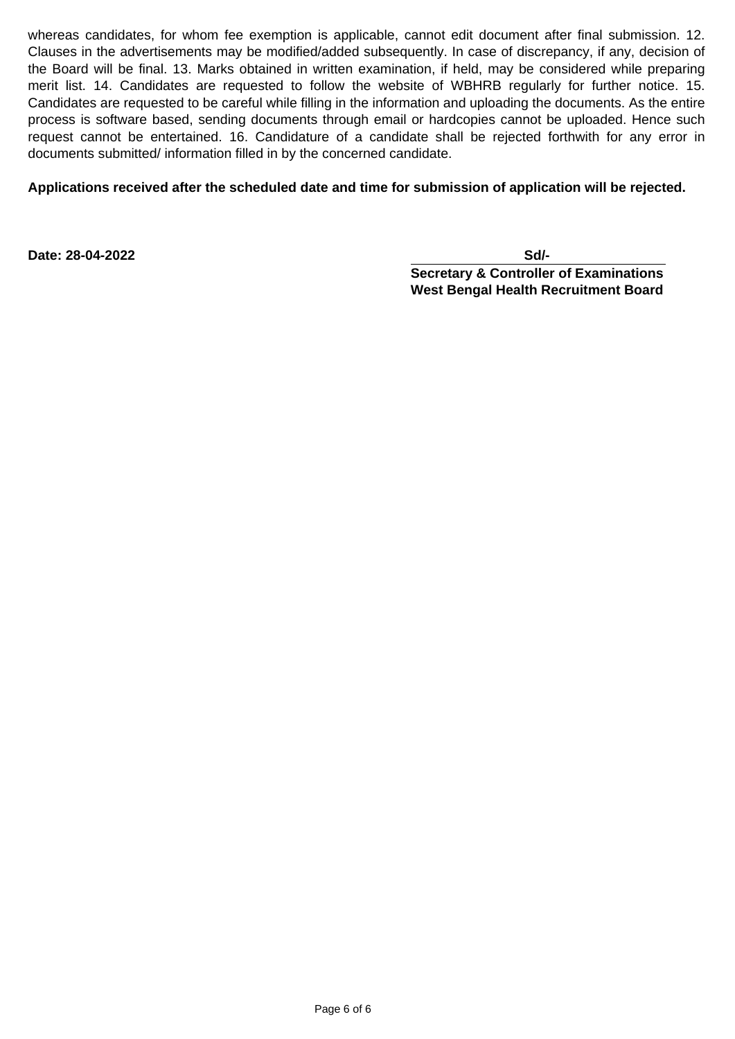whereas candidates, for whom fee exemption is applicable, cannot edit document after final submission. 12. Clauses in the advertisements may be modified/added subsequently. In case of discrepancy, if any, decision of the Board will be final. 13. Marks obtained in written examination, if held, may be considered while preparing merit list. 14. Candidates are requested to follow the website of WBHRB regularly for further notice. 15. Candidates are requested to be careful while filling in the information and uploading the documents. As the entire process is software based, sending documents through email or hardcopies cannot be uploaded. Hence such request cannot be entertained. 16. Candidature of a candidate shall be rejected forthwith for any error in documents submitted/ information filled in by the concerned candidate.

**Applications received after the scheduled date and time for submission of application will be rejected.**

**Date: 28-04-2022**

**Sd/-**

**Secretary & Controller of Examinations**
**West Bengal Health Recruitment Board**